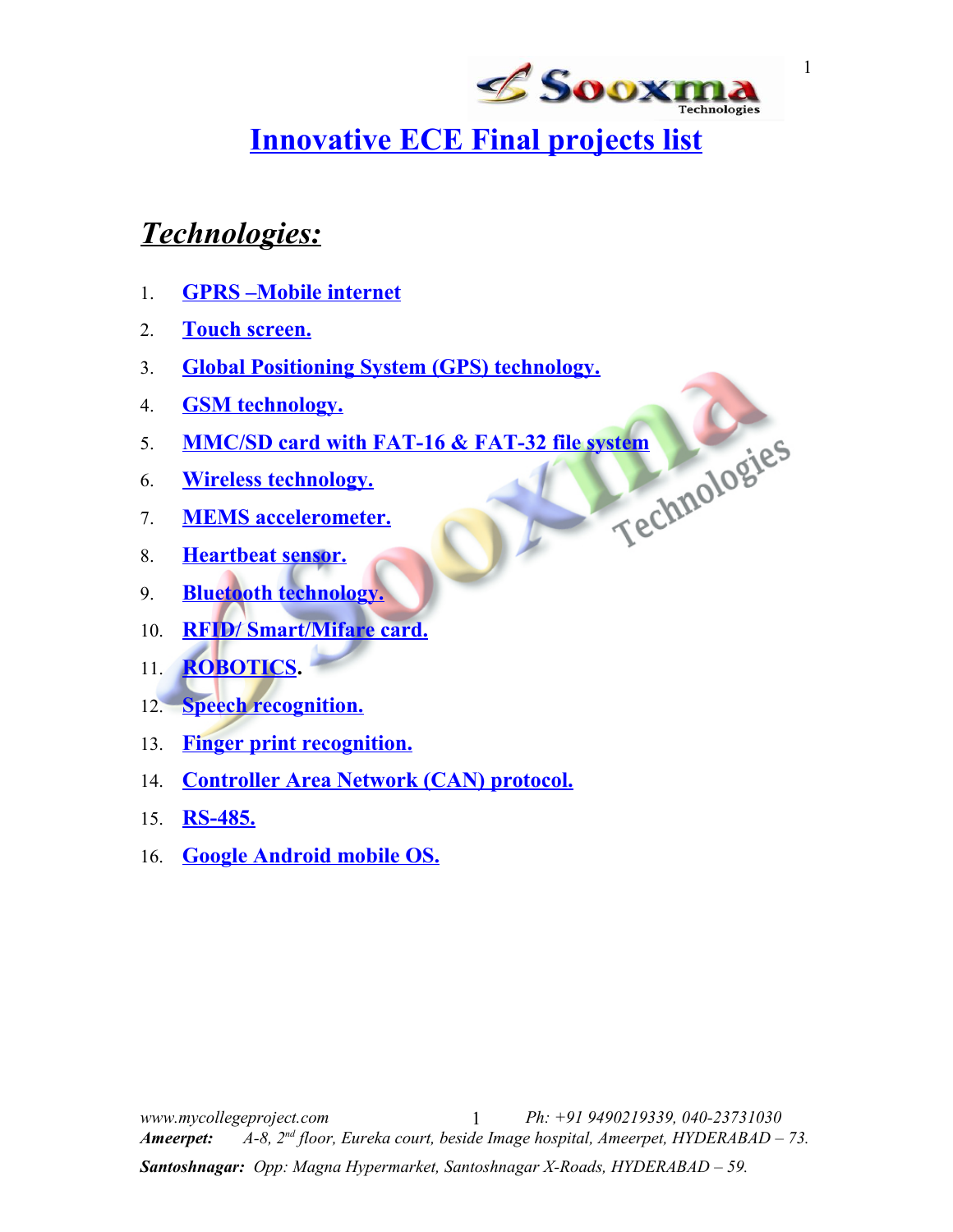# Innovative ECE Final projects list

## *Technologies:*

1. GPRS –Mobile internet
2. Touch screen.
3. Global Positioning System (GPS) technology.
4. GSM technology.
5. MMC/SD card with FAT-16 & FAT-32 file system
6. Wireless technology.
7. MEMS accelerometer.
8. Heartbeat sensor.
9. Bluetooth technology.
10. RFID/ Smart/Mifare card.
11. ROBOTICS.
12. Speech recognition.
13. Finger print recognition.
14. Controller Area Network (CAN) protocol.
15. RS-485.
16. Google Android mobile OS.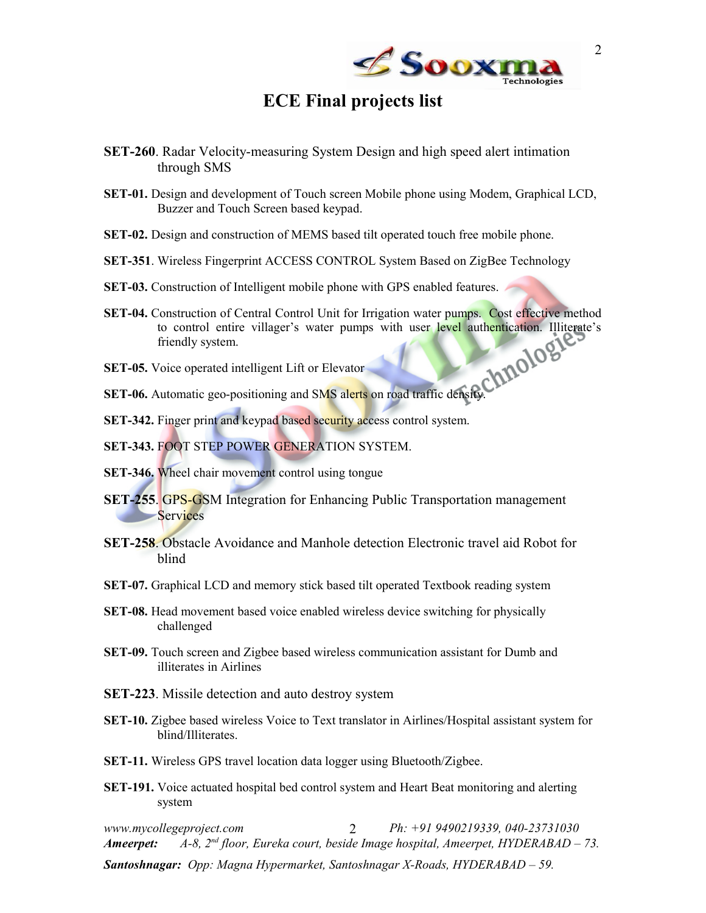# ECE Final projects list

**SET-260**. Radar Velocity-measuring System Design and high speed alert intimation through SMS

**SET-01.** Design and development of Touch screen Mobile phone using Modem, Graphical LCD, Buzzer and Touch Screen based keypad.

**SET-02.** Design and construction of MEMS based tilt operated touch free mobile phone.

**SET-351**. Wireless Fingerprint ACCESS CONTROL System Based on ZigBee Technology

**SET-03.** Construction of Intelligent mobile phone with GPS enabled features.

**SET-04.** Construction of Central Control Unit for Irrigation water pumps. Cost effective method to control entire villager's water pumps with user level authentication. Illiterate's friendly system.

**SET-05.** Voice operated intelligent Lift or Elevator

**SET-06.** Automatic geo-positioning and SMS alerts on road traffic density.

**SET-342.** Finger print and keypad based security access control system.

**SET-343.** FOOT STEP POWER GENERATION SYSTEM.

**SET-346.** Wheel chair movement control using tongue

**SET-255**. GPS-GSM Integration for Enhancing Public Transportation management Services

**SET-258**. Obstacle Avoidance and Manhole detection Electronic travel aid Robot for blind

**SET-07.** Graphical LCD and memory stick based tilt operated Textbook reading system

**SET-08.** Head movement based voice enabled wireless device switching for physically challenged

**SET-09.** Touch screen and Zigbee based wireless communication assistant for Dumb and illiterates in Airlines

**SET-223**. Missile detection and auto destroy system

**SET-10.** Zigbee based wireless Voice to Text translator in Airlines/Hospital assistant system for blind/Illiterates.

**SET-11.** Wireless GPS travel location data logger using Bluetooth/Zigbee.

**SET-191.** Voice actuated hospital bed control system and Heart Beat monitoring and alerting system

*www.mycollegeproject.com* *Ph: +91 9490219339, 040-23731030*
***Ameerpet:*** *A-8, 2nd floor, Eureka court, beside Image hospital, Ameerpet, HYDERABAD – 73.*
***Santoshnagar:*** *Opp: Magna Hypermarket, Santoshnagar X-Roads, HYDERABAD – 59.*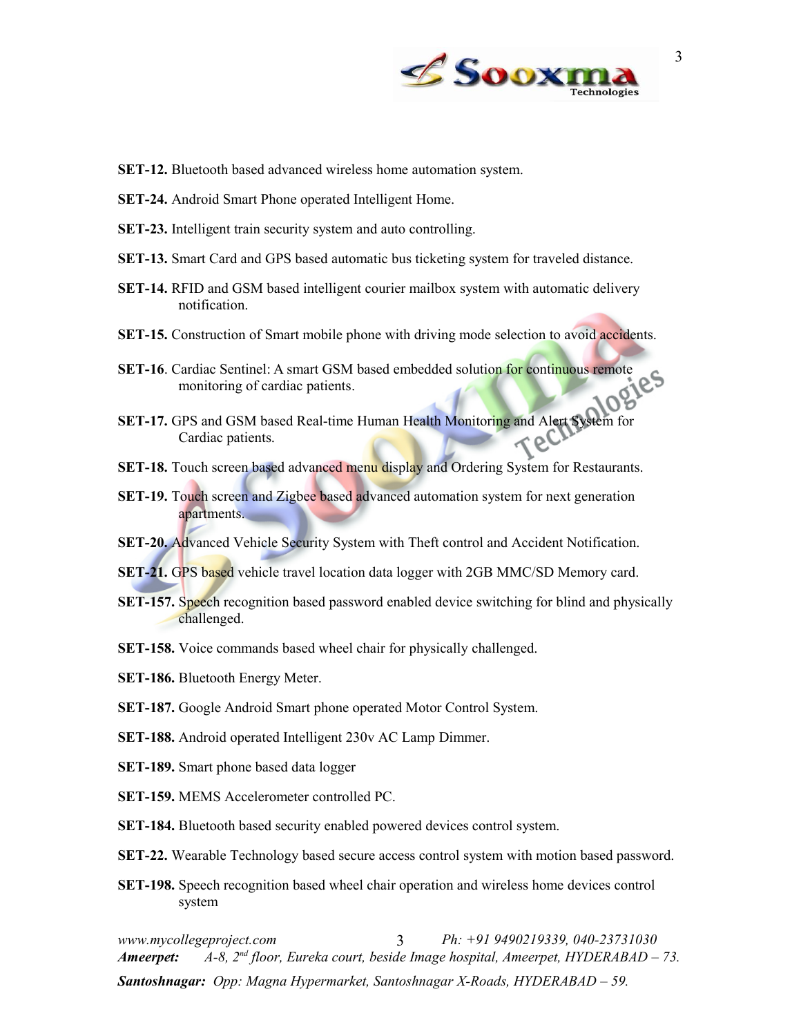**SET-12.** Bluetooth based advanced wireless home automation system.

**SET-24.** Android Smart Phone operated Intelligent Home.

**SET-23.** Intelligent train security system and auto controlling.

**SET-13.** Smart Card and GPS based automatic bus ticketing system for traveled distance.

**SET-14.** RFID and GSM based intelligent courier mailbox system with automatic delivery notification.

**SET-15.** Construction of Smart mobile phone with driving mode selection to avoid accidents.

**SET-16**. Cardiac Sentinel: A smart GSM based embedded solution for continuous remote monitoring of cardiac patients.

**SET-17.** GPS and GSM based Real-time Human Health Monitoring and Alert System for Cardiac patients.

**SET-18.** Touch screen based advanced menu display and Ordering System for Restaurants.

**SET-19.** Touch screen and Zigbee based advanced automation system for next generation apartments.

**SET-20.** Advanced Vehicle Security System with Theft control and Accident Notification.

**SET-21.** GPS based vehicle travel location data logger with 2GB MMC/SD Memory card.

**SET-157.** Speech recognition based password enabled device switching for blind and physically challenged.

**SET-158.** Voice commands based wheel chair for physically challenged.

**SET-186.** Bluetooth Energy Meter.

**SET-187.** Google Android Smart phone operated Motor Control System.

**SET-188.** Android operated Intelligent 230v AC Lamp Dimmer.

**SET-189.** Smart phone based data logger

**SET-159.** MEMS Accelerometer controlled PC.

**SET-184.** Bluetooth based security enabled powered devices control system.

**SET-22.** Wearable Technology based secure access control system with motion based password.

**SET-198.** Speech recognition based wheel chair operation and wireless home devices control system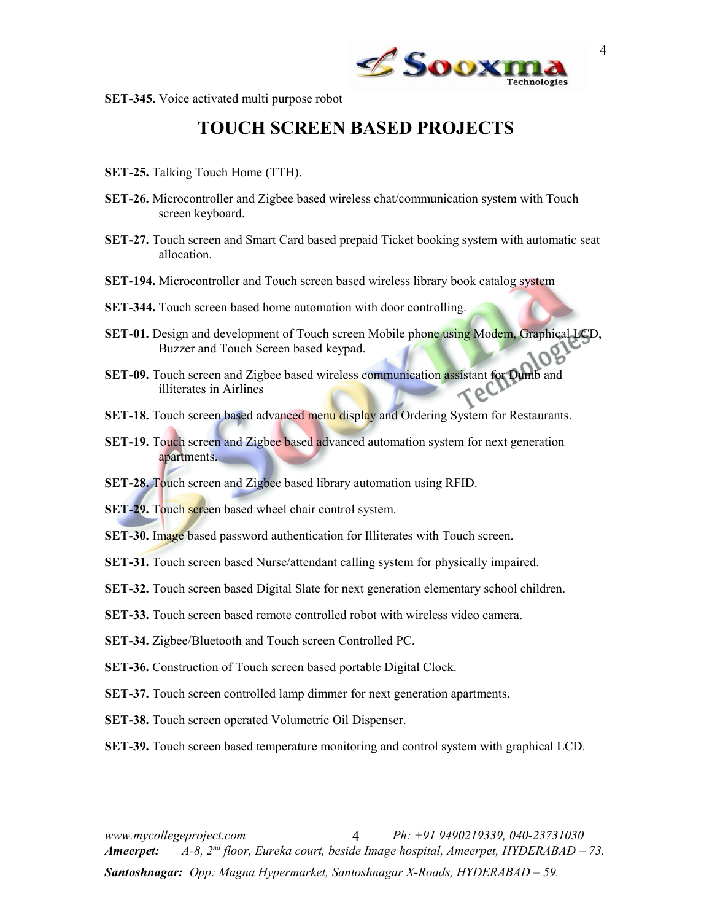**SET-345.** Voice activated multi purpose robot

# TOUCH SCREEN BASED PROJECTS

**SET-25.** Talking Touch Home (TTH).

**SET-26.** Microcontroller and Zigbee based wireless chat/communication system with Touch screen keyboard.

**SET-27.** Touch screen and Smart Card based prepaid Ticket booking system with automatic seat allocation.

**SET-194.** Microcontroller and Touch screen based wireless library book catalog system

**SET-344.** Touch screen based home automation with door controlling.

**SET-01.** Design and development of Touch screen Mobile phone using Modem, Graphical LCD, Buzzer and Touch Screen based keypad.

**SET-09.** Touch screen and Zigbee based wireless communication assistant for Dumb and illiterates in Airlines

**SET-18.** Touch screen based advanced menu display and Ordering System for Restaurants.

**SET-19.** Touch screen and Zigbee based advanced automation system for next generation apartments.

**SET-28.** Touch screen and Zigbee based library automation using RFID.

**SET-29.** Touch screen based wheel chair control system.

**SET-30.** Image based password authentication for Illiterates with Touch screen.

**SET-31.** Touch screen based Nurse/attendant calling system for physically impaired.

**SET-32.** Touch screen based Digital Slate for next generation elementary school children.

**SET-33.** Touch screen based remote controlled robot with wireless video camera.

**SET-34.** Zigbee/Bluetooth and Touch screen Controlled PC.

**SET-36.** Construction of Touch screen based portable Digital Clock.

**SET-37.** Touch screen controlled lamp dimmer for next generation apartments.

**SET-38.** Touch screen operated Volumetric Oil Dispenser.

**SET-39.** Touch screen based temperature monitoring and control system with graphical LCD.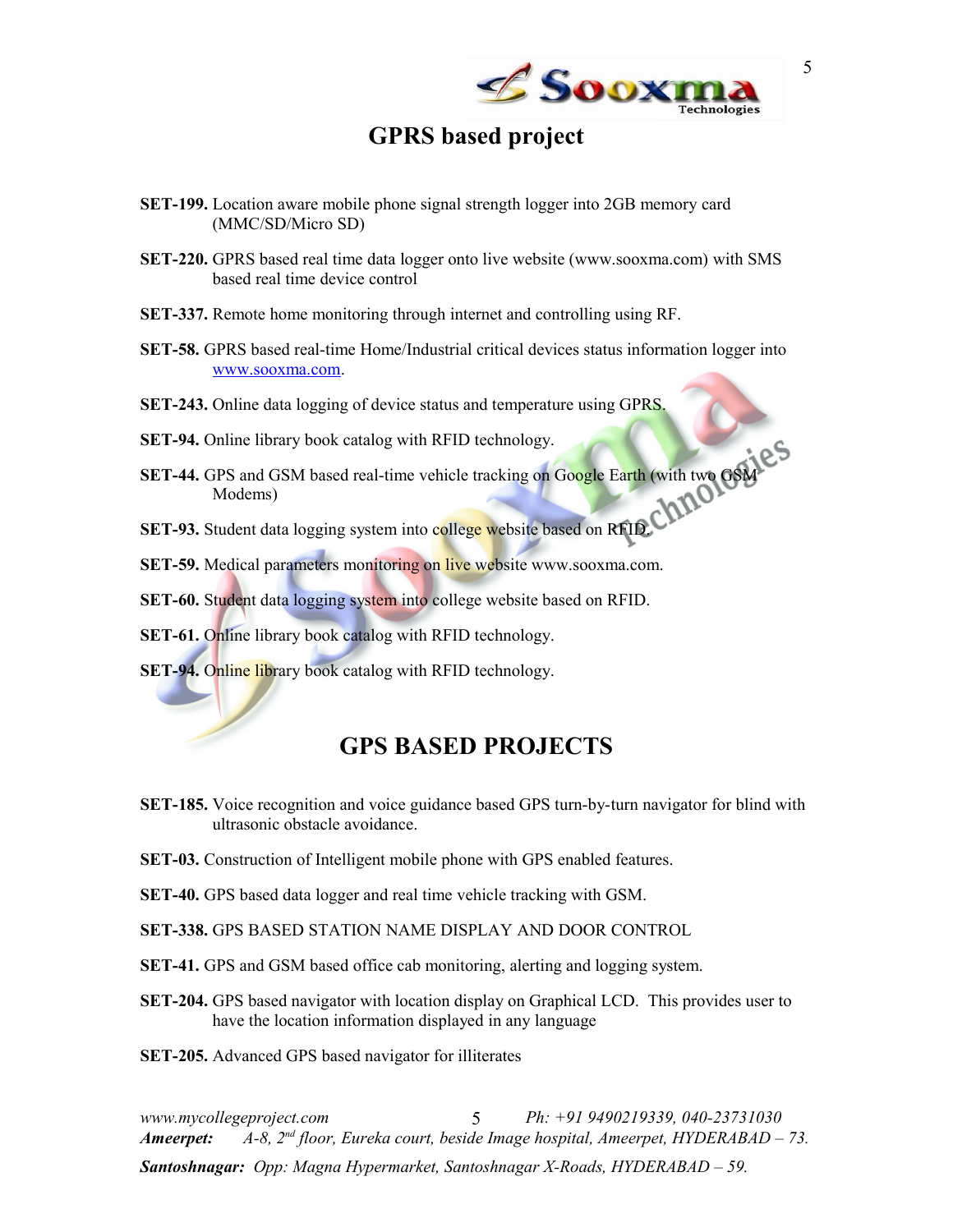## GPRS based project

**SET-199.** Location aware mobile phone signal strength logger into 2GB memory card (MMC/SD/Micro SD)

**SET-220.** GPRS based real time data logger onto live website (www.sooxma.com) with SMS based real time device control

**SET-337.** Remote home monitoring through internet and controlling using RF.

**SET-58.** GPRS based real-time Home/Industrial critical devices status information logger into www.sooxma.com.

**SET-243.** Online data logging of device status and temperature using GPRS.

**SET-94.** Online library book catalog with RFID technology.

**SET-44.** GPS and GSM based real-time vehicle tracking on Google Earth (with two GSM Modems)

**SET-93.** Student data logging system into college website based on RFID.

**SET-59.** Medical parameters monitoring on live website www.sooxma.com.

**SET-60.** Student data logging system into college website based on RFID.

**SET-61.** Online library book catalog with RFID technology.

**SET-94.** Online library book catalog with RFID technology.

## GPS BASED PROJECTS

**SET-185.** Voice recognition and voice guidance based GPS turn-by-turn navigator for blind with ultrasonic obstacle avoidance.

**SET-03.** Construction of Intelligent mobile phone with GPS enabled features.

**SET-40.** GPS based data logger and real time vehicle tracking with GSM.

**SET-338.** GPS BASED STATION NAME DISPLAY AND DOOR CONTROL

**SET-41.** GPS and GSM based office cab monitoring, alerting and logging system.

**SET-204.** GPS based navigator with location display on Graphical LCD. This provides user to have the location information displayed in any language

**SET-205.** Advanced GPS based navigator for illiterates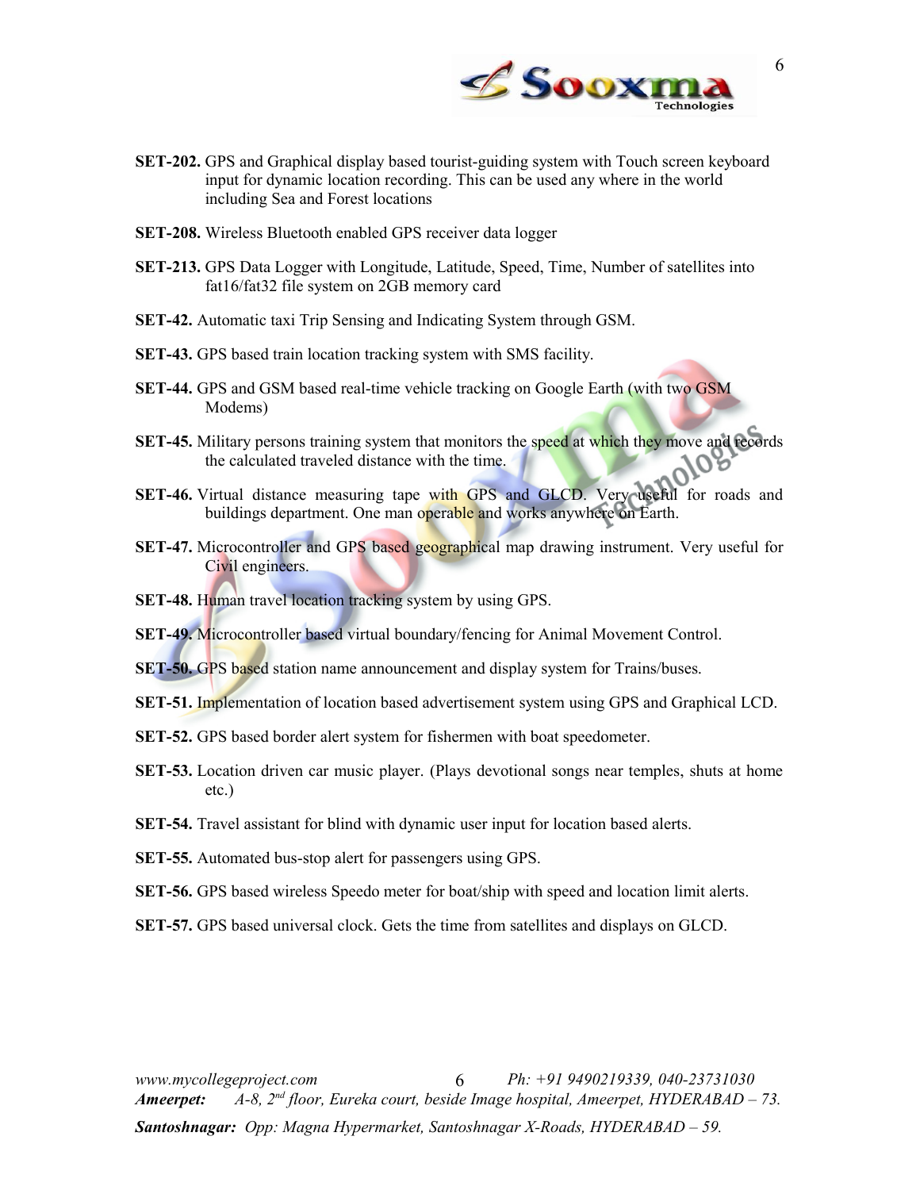**SET-202.** GPS and Graphical display based tourist-guiding system with Touch screen keyboard input for dynamic location recording. This can be used any where in the world including Sea and Forest locations

**SET-208.** Wireless Bluetooth enabled GPS receiver data logger

**SET-213.** GPS Data Logger with Longitude, Latitude, Speed, Time, Number of satellites into fat16/fat32 file system on 2GB memory card

**SET-42.** Automatic taxi Trip Sensing and Indicating System through GSM.

**SET-43.** GPS based train location tracking system with SMS facility.

**SET-44.** GPS and GSM based real-time vehicle tracking on Google Earth (with two GSM Modems)

**SET-45.** Military persons training system that monitors the speed at which they move and records the calculated traveled distance with the time.

**SET-46.** Virtual distance measuring tape with GPS and GLCD. Very useful for roads and buildings department. One man operable and works anywhere on Earth.

**SET-47.** Microcontroller and GPS based geographical map drawing instrument. Very useful for Civil engineers.

**SET-48.** Human travel location tracking system by using GPS.

**SET-49.** Microcontroller based virtual boundary/fencing for Animal Movement Control.

**SET-50.** GPS based station name announcement and display system for Trains/buses.

**SET-51.** Implementation of location based advertisement system using GPS and Graphical LCD.

**SET-52.** GPS based border alert system for fishermen with boat speedometer.

**SET-53.** Location driven car music player. (Plays devotional songs near temples, shuts at home etc.)

**SET-54.** Travel assistant for blind with dynamic user input for location based alerts.

**SET-55.** Automated bus-stop alert for passengers using GPS.

**SET-56.** GPS based wireless Speedo meter for boat/ship with speed and location limit alerts.

**SET-57.** GPS based universal clock. Gets the time from satellites and displays on GLCD.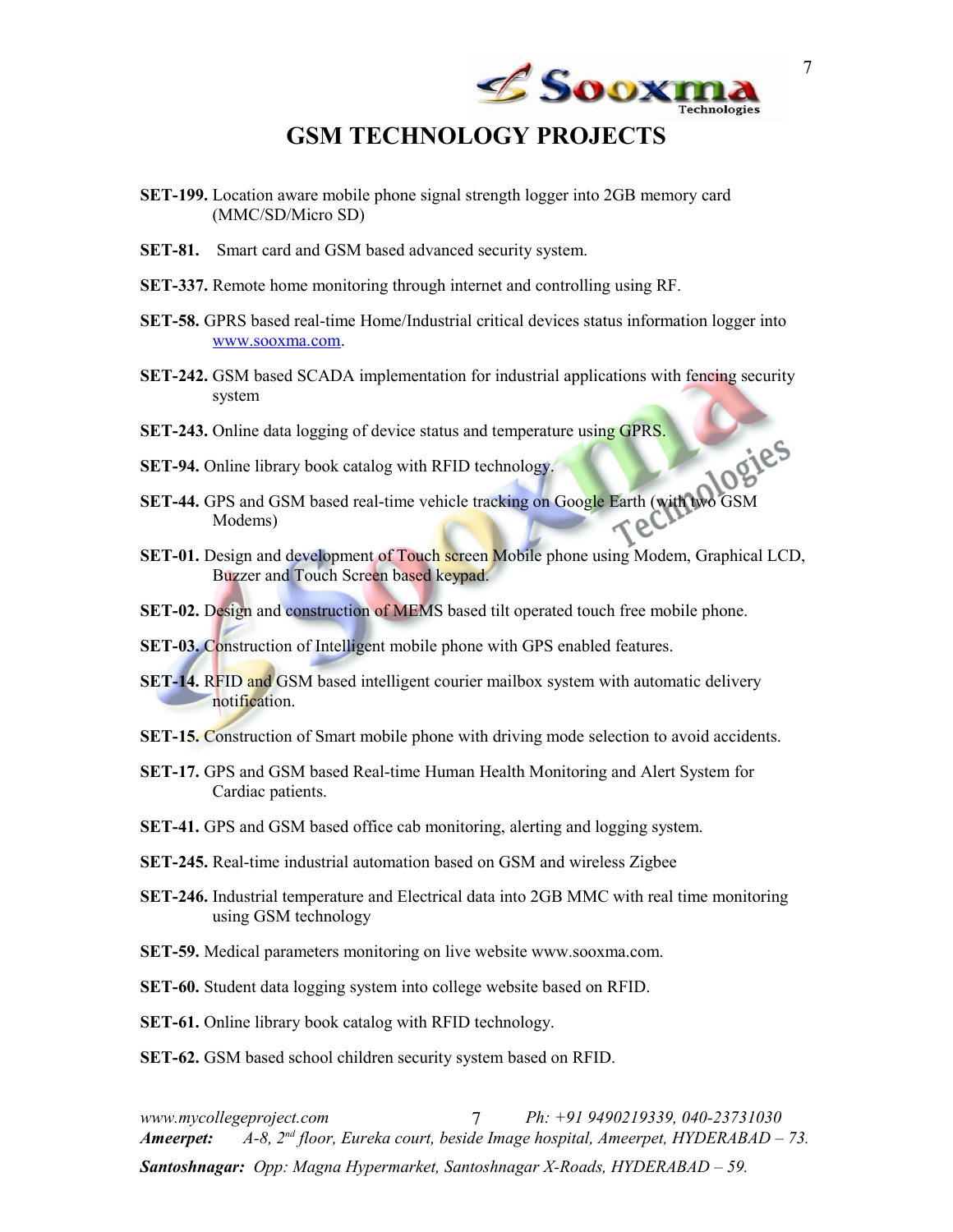# GSM TECHNOLOGY PROJECTS

**SET-199.** Location aware mobile phone signal strength logger into 2GB memory card (MMC/SD/Micro SD)

**SET-81.** Smart card and GSM based advanced security system.

**SET-337.** Remote home monitoring through internet and controlling using RF.

**SET-58.** GPRS based real-time Home/Industrial critical devices status information logger into www.sooxma.com.

**SET-242.** GSM based SCADA implementation for industrial applications with fencing security system

**SET-243.** Online data logging of device status and temperature using GPRS.

**SET-94.** Online library book catalog with RFID technology.

**SET-44.** GPS and GSM based real-time vehicle tracking on Google Earth (with two GSM Modems)

**SET-01.** Design and development of Touch screen Mobile phone using Modem, Graphical LCD, Buzzer and Touch Screen based keypad.

**SET-02.** Design and construction of MEMS based tilt operated touch free mobile phone.

**SET-03.** Construction of Intelligent mobile phone with GPS enabled features.

**SET-14.** RFID and GSM based intelligent courier mailbox system with automatic delivery notification.

**SET-15.** Construction of Smart mobile phone with driving mode selection to avoid accidents.

**SET-17.** GPS and GSM based Real-time Human Health Monitoring and Alert System for Cardiac patients.

**SET-41.** GPS and GSM based office cab monitoring, alerting and logging system.

**SET-245.** Real-time industrial automation based on GSM and wireless Zigbee

**SET-246.** Industrial temperature and Electrical data into 2GB MMC with real time monitoring using GSM technology

**SET-59.** Medical parameters monitoring on live website www.sooxma.com.

**SET-60.** Student data logging system into college website based on RFID.

**SET-61.** Online library book catalog with RFID technology.

**SET-62.** GSM based school children security system based on RFID.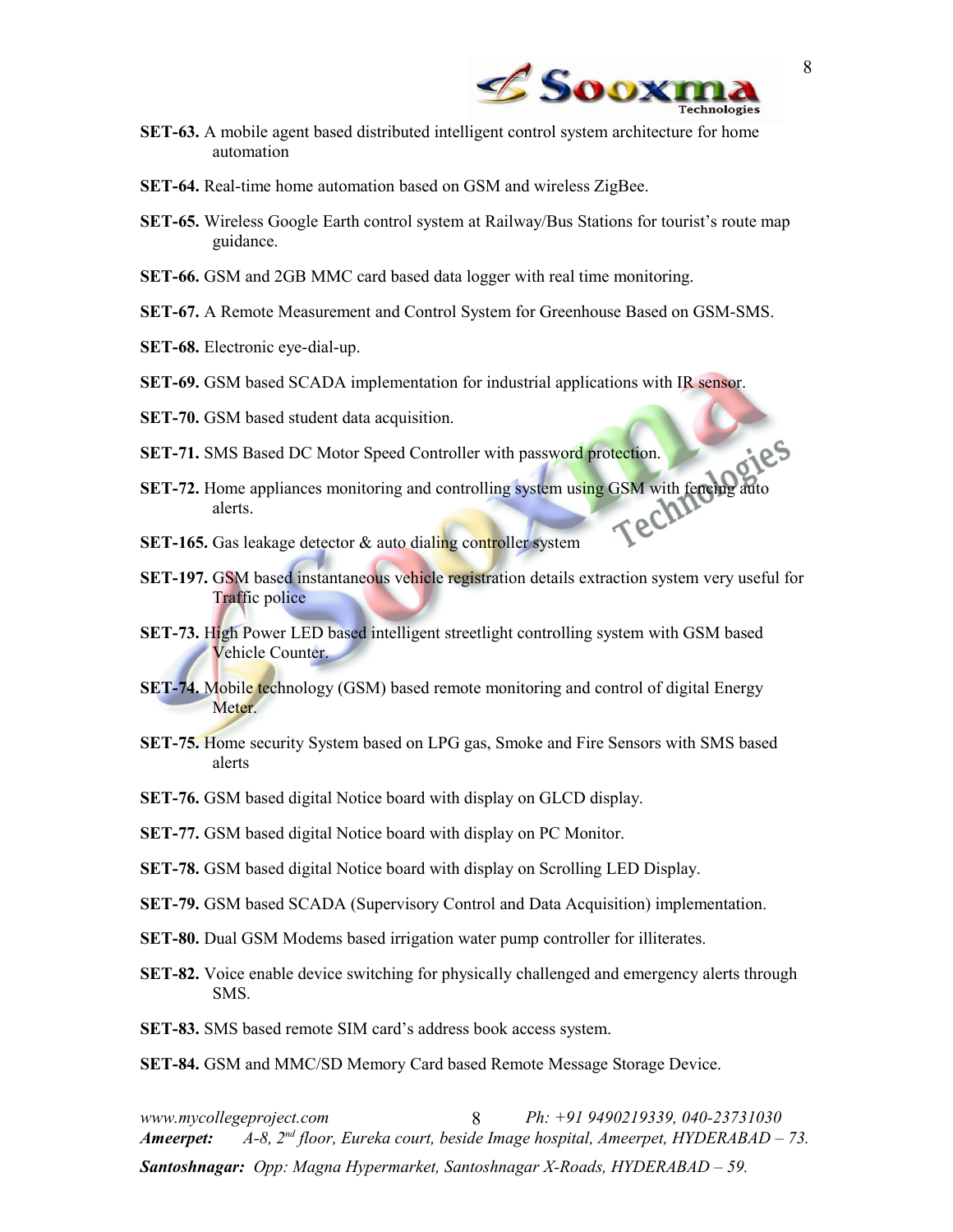**SET-63.** A mobile agent based distributed intelligent control system architecture for home automation

**SET-64.** Real-time home automation based on GSM and wireless ZigBee.

**SET-65.** Wireless Google Earth control system at Railway/Bus Stations for tourist's route map guidance.

**SET-66.** GSM and 2GB MMC card based data logger with real time monitoring.

**SET-67.** A Remote Measurement and Control System for Greenhouse Based on GSM-SMS.

**SET-68.** Electronic eye-dial-up.

**SET-69.** GSM based SCADA implementation for industrial applications with IR sensor.

**SET-70.** GSM based student data acquisition.

**SET-71.** SMS Based DC Motor Speed Controller with password protection.

**SET-72.** Home appliances monitoring and controlling system using GSM with fencing auto alerts.

**SET-165.** Gas leakage detector & auto dialing controller system

**SET-197.** GSM based instantaneous vehicle registration details extraction system very useful for Traffic police

**SET-73.** High Power LED based intelligent streetlight controlling system with GSM based Vehicle Counter.

**SET-74.** Mobile technology (GSM) based remote monitoring and control of digital Energy Meter.

**SET-75.** Home security System based on LPG gas, Smoke and Fire Sensors with SMS based alerts

**SET-76.** GSM based digital Notice board with display on GLCD display.

**SET-77.** GSM based digital Notice board with display on PC Monitor.

**SET-78.** GSM based digital Notice board with display on Scrolling LED Display.

**SET-79.** GSM based SCADA (Supervisory Control and Data Acquisition) implementation.

**SET-80.** Dual GSM Modems based irrigation water pump controller for illiterates.

**SET-82.** Voice enable device switching for physically challenged and emergency alerts through SMS.

**SET-83.** SMS based remote SIM card's address book access system.

**SET-84.** GSM and MMC/SD Memory Card based Remote Message Storage Device.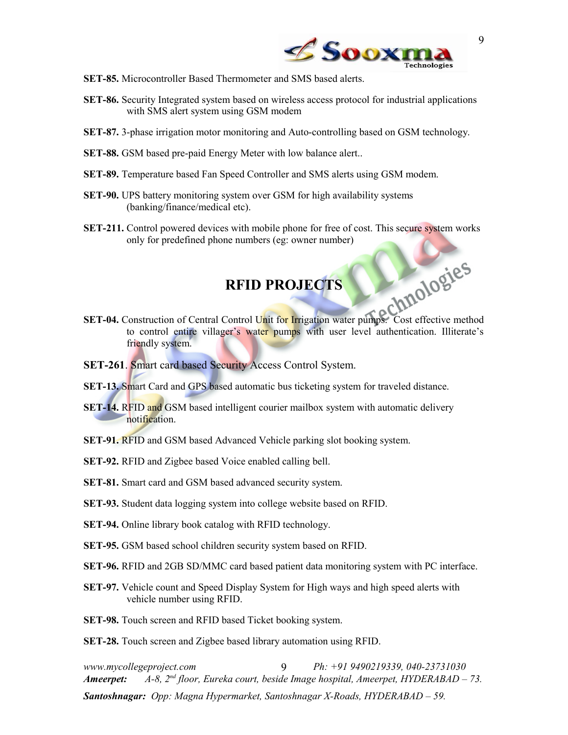**SET-85.** Microcontroller Based Thermometer and SMS based alerts.

**SET-86.** Security Integrated system based on wireless access protocol for industrial applications with SMS alert system using GSM modem

**SET-87.** 3-phase irrigation motor monitoring and Auto-controlling based on GSM technology.

**SET-88.** GSM based pre-paid Energy Meter with low balance alert..

**SET-89.** Temperature based Fan Speed Controller and SMS alerts using GSM modem.

**SET-90.** UPS battery monitoring system over GSM for high availability systems (banking/finance/medical etc).

**SET-211.** Control powered devices with mobile phone for free of cost. This secure system works only for predefined phone numbers (eg: owner number)

## RFID PROJECTS

**SET-04.** Construction of Central Control Unit for Irrigation water pumps. Cost effective method to control entire villager's water pumps with user level authentication. Illiterate's friendly system.

**SET-261**. Smart card based Security Access Control System.

**SET-13.** Smart Card and GPS based automatic bus ticketing system for traveled distance.

**SET-14.** RFID and GSM based intelligent courier mailbox system with automatic delivery notification.

**SET-91.** RFID and GSM based Advanced Vehicle parking slot booking system.

**SET-92.** RFID and Zigbee based Voice enabled calling bell.

**SET-81.** Smart card and GSM based advanced security system.

**SET-93.** Student data logging system into college website based on RFID.

**SET-94.** Online library book catalog with RFID technology.

**SET-95.** GSM based school children security system based on RFID.

**SET-96.** RFID and 2GB SD/MMC card based patient data monitoring system with PC interface.

**SET-97.** Vehicle count and Speed Display System for High ways and high speed alerts with vehicle number using RFID.

**SET-98.** Touch screen and RFID based Ticket booking system.

**SET-28.** Touch screen and Zigbee based library automation using RFID.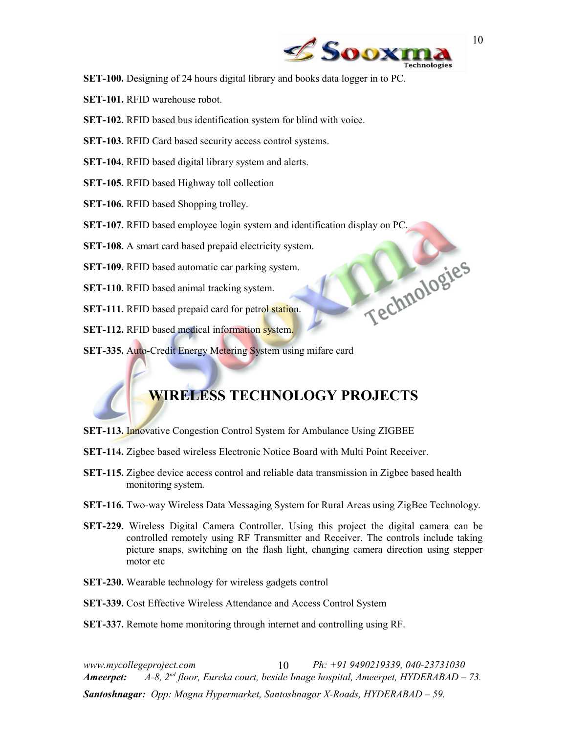**SET-100.** Designing of 24 hours digital library and books data logger in to PC.

**SET-101.** RFID warehouse robot.

**SET-102.** RFID based bus identification system for blind with voice.

**SET-103.** RFID Card based security access control systems.

**SET-104.** RFID based digital library system and alerts.

**SET-105.** RFID based Highway toll collection

**SET-106.** RFID based Shopping trolley.

**SET-107.** RFID based employee login system and identification display on PC.

**SET-108.** A smart card based prepaid electricity system.

**SET-109.** RFID based automatic car parking system.

**SET-110.** RFID based animal tracking system.

**SET-111.** RFID based prepaid card for petrol station.

**SET-112.** RFID based medical information system.

**SET-335.** Auto-Credit Energy Metering System using mifare card

# WIRELESS TECHNOLOGY PROJECTS

**SET-113.** Innovative Congestion Control System for Ambulance Using ZIGBEE

**SET-114.** Zigbee based wireless Electronic Notice Board with Multi Point Receiver.

**SET-115.** Zigbee device access control and reliable data transmission in Zigbee based health monitoring system.

**SET-116.** Two-way Wireless Data Messaging System for Rural Areas using ZigBee Technology.

**SET-229.** Wireless Digital Camera Controller. Using this project the digital camera can be controlled remotely using RF Transmitter and Receiver. The controls include taking picture snaps, switching on the flash light, changing camera direction using stepper motor etc

**SET-230.** Wearable technology for wireless gadgets control

**SET-339.** Cost Effective Wireless Attendance and Access Control System

**SET-337.** Remote home monitoring through internet and controlling using RF.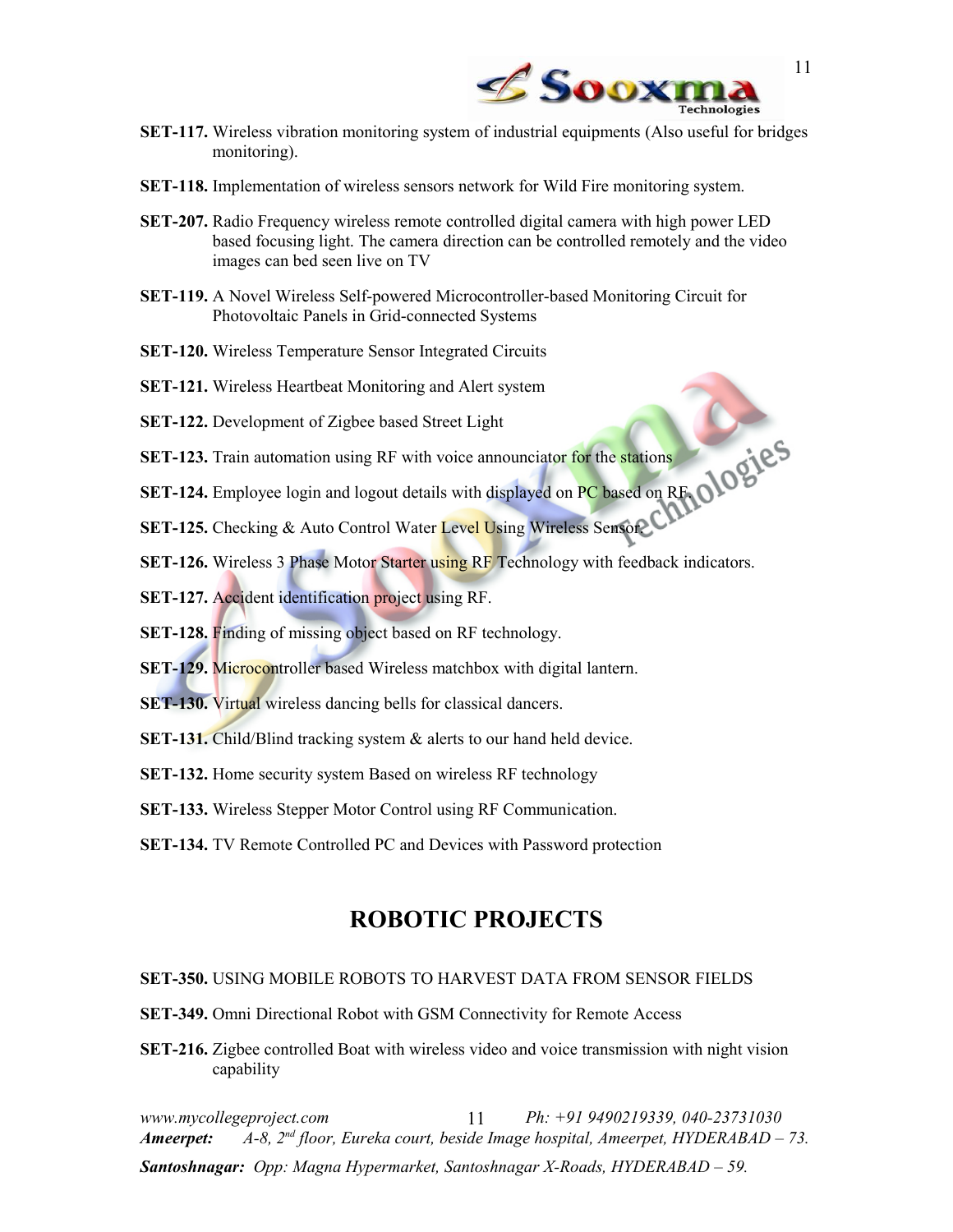**SET-117.** Wireless vibration monitoring system of industrial equipments (Also useful for bridges monitoring).

**SET-118.** Implementation of wireless sensors network for Wild Fire monitoring system.

**SET-207.** Radio Frequency wireless remote controlled digital camera with high power LED based focusing light. The camera direction can be controlled remotely and the video images can bed seen live on TV

**SET-119.** A Novel Wireless Self-powered Microcontroller-based Monitoring Circuit for Photovoltaic Panels in Grid-connected Systems

**SET-120.** Wireless Temperature Sensor Integrated Circuits

**SET-121.** Wireless Heartbeat Monitoring and Alert system

**SET-122.** Development of Zigbee based Street Light

**SET-123.** Train automation using RF with voice announciator for the stations

**SET-124.** Employee login and logout details with displayed on PC based on RF.

**SET-125.** Checking & Auto Control Water Level Using Wireless Sensor.

**SET-126.** Wireless 3 Phase Motor Starter using RF Technology with feedback indicators.

**SET-127.** Accident identification project using RF.

**SET-128.** Finding of missing object based on RF technology.

**SET-129.** Microcontroller based Wireless matchbox with digital lantern.

**SET-130.** Virtual wireless dancing bells for classical dancers.

**SET-131.** Child/Blind tracking system & alerts to our hand held device.

**SET-132.** Home security system Based on wireless RF technology

**SET-133.** Wireless Stepper Motor Control using RF Communication.

**SET-134.** TV Remote Controlled PC and Devices with Password protection

# ROBOTIC PROJECTS

**SET-350.** USING MOBILE ROBOTS TO HARVEST DATA FROM SENSOR FIELDS

**SET-349.** Omni Directional Robot with GSM Connectivity for Remote Access

**SET-216.** Zigbee controlled Boat with wireless video and voice transmission with night vision capability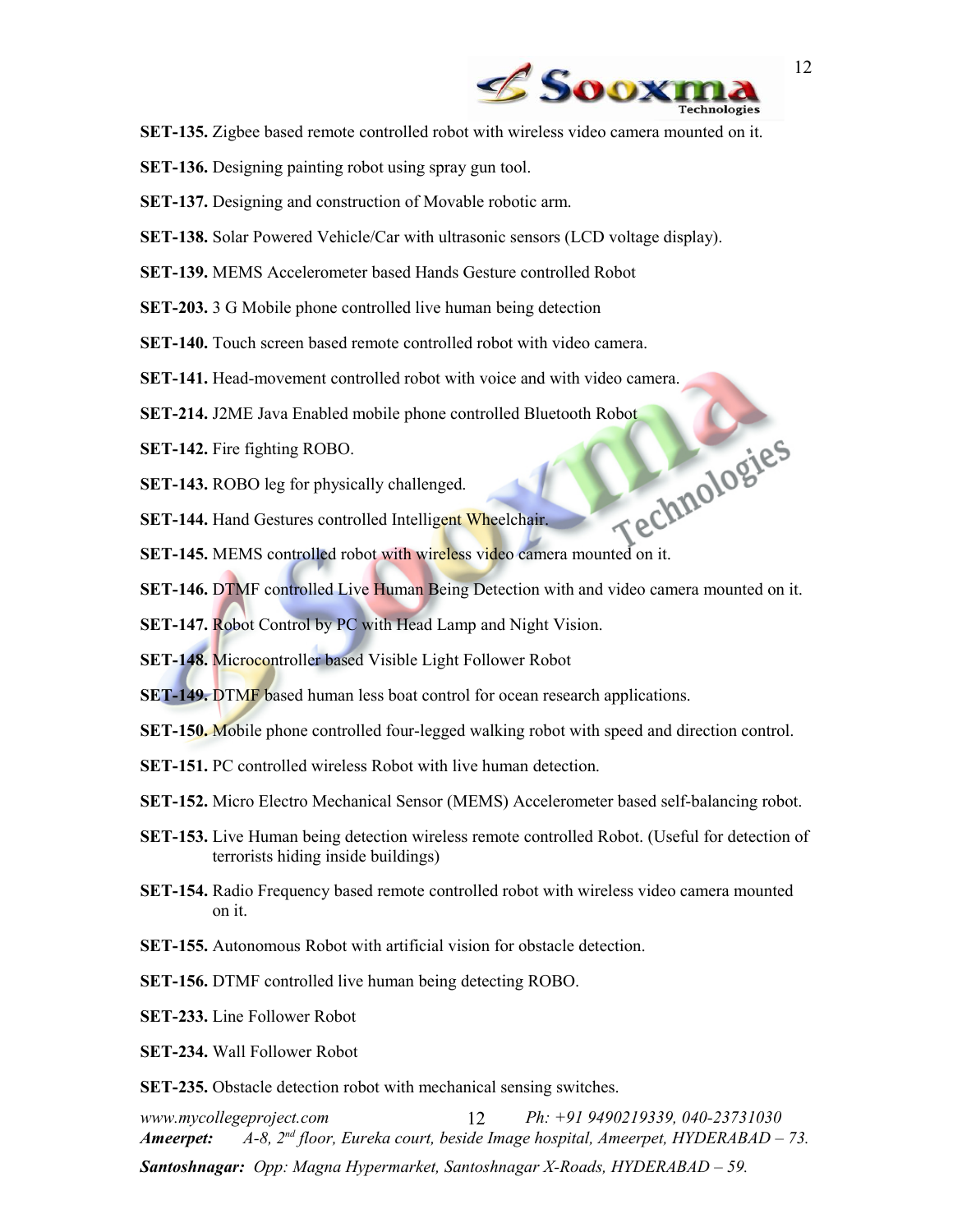**SET-135.** Zigbee based remote controlled robot with wireless video camera mounted on it.

**SET-136.** Designing painting robot using spray gun tool.

**SET-137.** Designing and construction of Movable robotic arm.

**SET-138.** Solar Powered Vehicle/Car with ultrasonic sensors (LCD voltage display).

**SET-139.** MEMS Accelerometer based Hands Gesture controlled Robot

**SET-203.** 3 G Mobile phone controlled live human being detection

**SET-140.** Touch screen based remote controlled robot with video camera.

**SET-141.** Head-movement controlled robot with voice and with video camera.

**SET-214.** J2ME Java Enabled mobile phone controlled Bluetooth Robot

**SET-142.** Fire fighting ROBO.

**SET-143.** ROBO leg for physically challenged.

**SET-144.** Hand Gestures controlled Intelligent Wheelchair.

**SET-145.** MEMS controlled robot with wireless video camera mounted on it.

**SET-146.** DTMF controlled Live Human Being Detection with and video camera mounted on it.

**SET-147.** Robot Control by PC with Head Lamp and Night Vision.

**SET-148.** Microcontroller based Visible Light Follower Robot

**SET-149.** DTMF based human less boat control for ocean research applications.

**SET-150.** Mobile phone controlled four-legged walking robot with speed and direction control.

**SET-151.** PC controlled wireless Robot with live human detection.

**SET-152.** Micro Electro Mechanical Sensor (MEMS) Accelerometer based self-balancing robot.

**SET-153.** Live Human being detection wireless remote controlled Robot. (Useful for detection of terrorists hiding inside buildings)

**SET-154.** Radio Frequency based remote controlled robot with wireless video camera mounted on it.

**SET-155.** Autonomous Robot with artificial vision for obstacle detection.

**SET-156.** DTMF controlled live human being detecting ROBO.

**SET-233.** Line Follower Robot

**SET-234.** Wall Follower Robot

**SET-235.** Obstacle detection robot with mechanical sensing switches.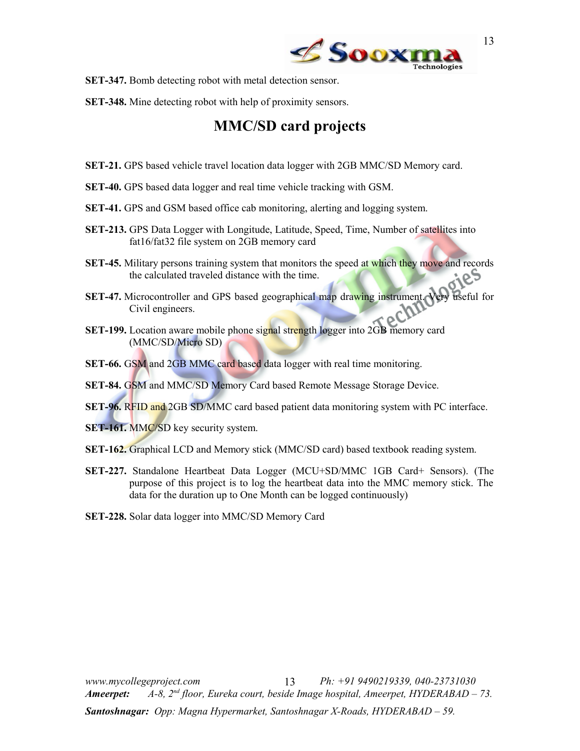**SET-347.** Bomb detecting robot with metal detection sensor.

**SET-348.** Mine detecting robot with help of proximity sensors.

## MMC/SD card projects

**SET-21.** GPS based vehicle travel location data logger with 2GB MMC/SD Memory card.

**SET-40.** GPS based data logger and real time vehicle tracking with GSM.

**SET-41.** GPS and GSM based office cab monitoring, alerting and logging system.

**SET-213.** GPS Data Logger with Longitude, Latitude, Speed, Time, Number of satellites into fat16/fat32 file system on 2GB memory card

**SET-45.** Military persons training system that monitors the speed at which they move and records the calculated traveled distance with the time.

**SET-47.** Microcontroller and GPS based geographical map drawing instrument. Very useful for Civil engineers.

**SET-199.** Location aware mobile phone signal strength logger into 2GB memory card (MMC/SD/Micro SD)

**SET-66.** GSM and 2GB MMC card based data logger with real time monitoring.

**SET-84.** GSM and MMC/SD Memory Card based Remote Message Storage Device.

**SET-96.** RFID and 2GB SD/MMC card based patient data monitoring system with PC interface.

**SET-161.** MMC/SD key security system.

**SET-162.** Graphical LCD and Memory stick (MMC/SD card) based textbook reading system.

**SET-227.** Standalone Heartbeat Data Logger (MCU+SD/MMC 1GB Card+ Sensors). (The purpose of this project is to log the heartbeat data into the MMC memory stick. The data for the duration up to One Month can be logged continuously)

**SET-228.** Solar data logger into MMC/SD Memory Card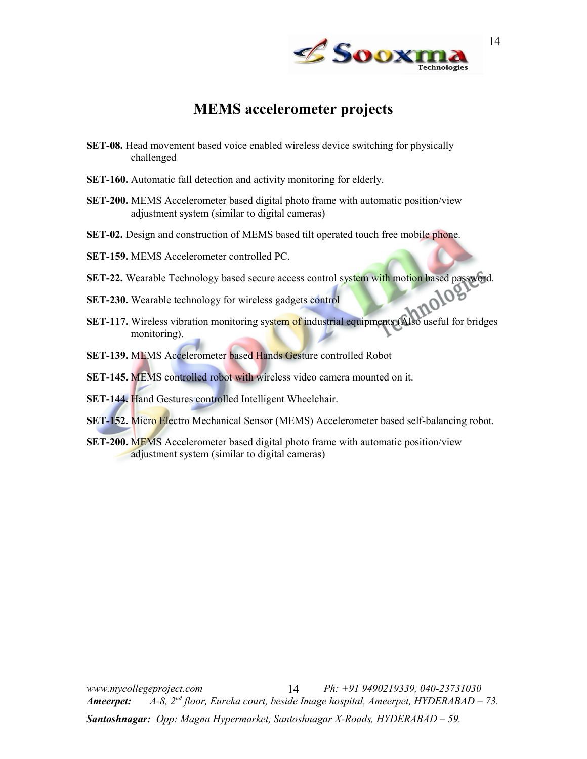# MEMS accelerometer projects

**SET-08.** Head movement based voice enabled wireless device switching for physically challenged

**SET-160.** Automatic fall detection and activity monitoring for elderly.

**SET-200.** MEMS Accelerometer based digital photo frame with automatic position/view adjustment system (similar to digital cameras)

**SET-02.** Design and construction of MEMS based tilt operated touch free mobile phone.

**SET-159.** MEMS Accelerometer controlled PC.

**SET-22.** Wearable Technology based secure access control system with motion based password.

**SET-230.** Wearable technology for wireless gadgets control

**SET-117.** Wireless vibration monitoring system of industrial equipments (Also useful for bridges monitoring).

**SET-139.** MEMS Accelerometer based Hands Gesture controlled Robot

**SET-145.** MEMS controlled robot with wireless video camera mounted on it.

**SET-144.** Hand Gestures controlled Intelligent Wheelchair.

**SET-152.** Micro Electro Mechanical Sensor (MEMS) Accelerometer based self-balancing robot.

**SET-200.** MEMS Accelerometer based digital photo frame with automatic position/view adjustment system (similar to digital cameras)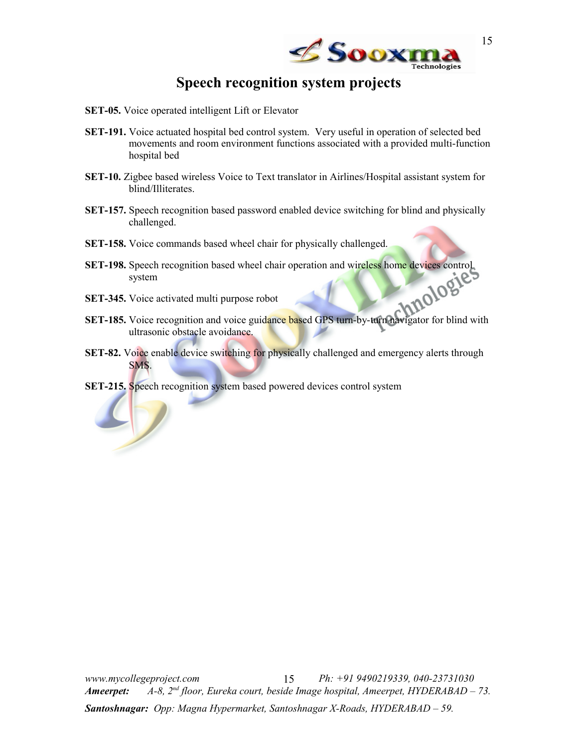# Speech recognition system projects

**SET-05.** Voice operated intelligent Lift or Elevator

**SET-191.** Voice actuated hospital bed control system. Very useful in operation of selected bed movements and room environment functions associated with a provided multi-function hospital bed

**SET-10.** Zigbee based wireless Voice to Text translator in Airlines/Hospital assistant system for blind/Illiterates.

**SET-157.** Speech recognition based password enabled device switching for blind and physically challenged.

**SET-158.** Voice commands based wheel chair for physically challenged.

**SET-198.** Speech recognition based wheel chair operation and wireless home devices control system

**SET-345.** Voice activated multi purpose robot

**SET-185.** Voice recognition and voice guidance based GPS turn-by-turn navigator for blind with ultrasonic obstacle avoidance.

**SET-82.** Voice enable device switching for physically challenged and emergency alerts through SMS.

**SET-215.** Speech recognition system based powered devices control system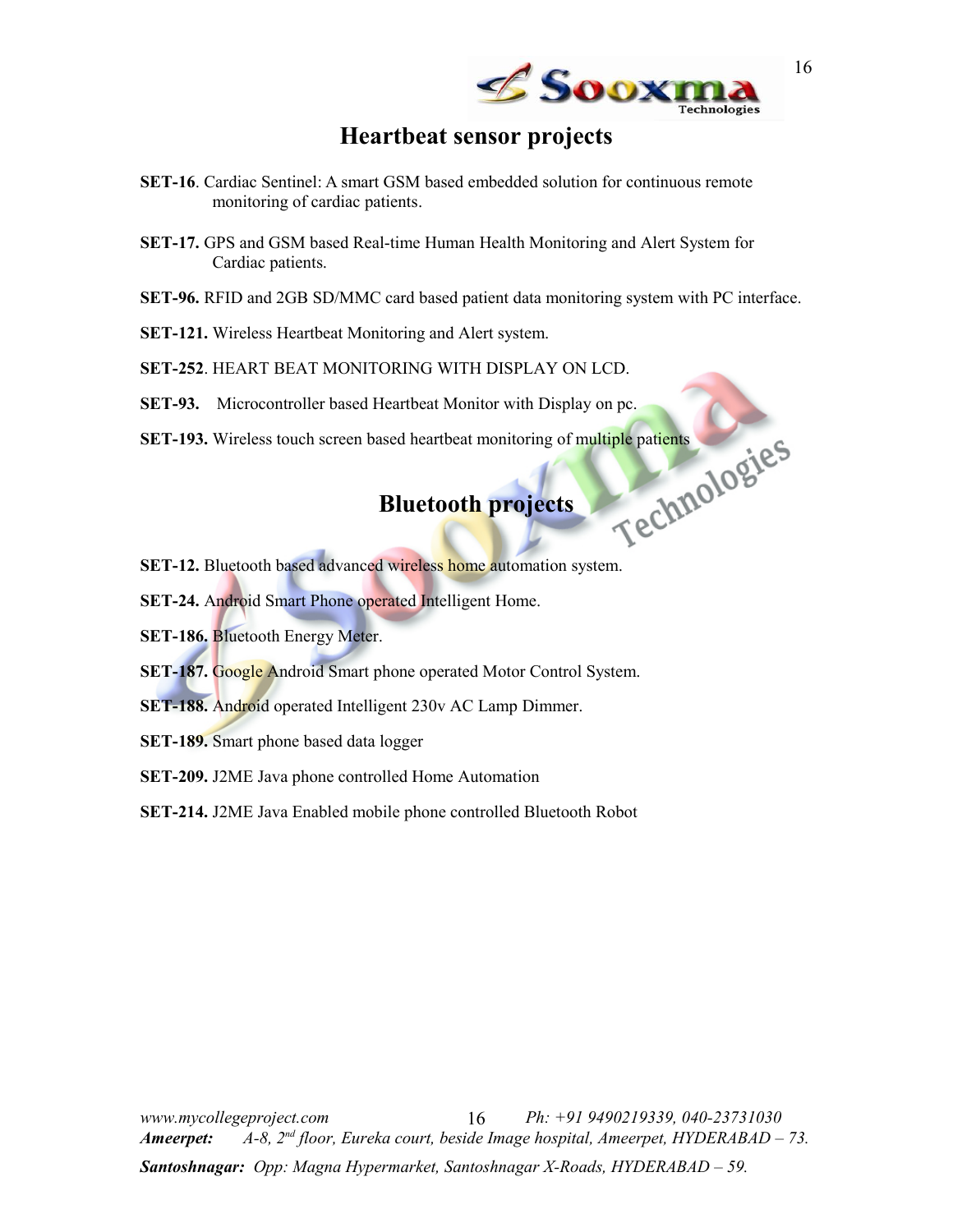## Heartbeat sensor projects

**SET-16**. Cardiac Sentinel: A smart GSM based embedded solution for continuous remote monitoring of cardiac patients.

**SET-17.** GPS and GSM based Real-time Human Health Monitoring and Alert System for Cardiac patients.

**SET-96.** RFID and 2GB SD/MMC card based patient data monitoring system with PC interface.

**SET-121.** Wireless Heartbeat Monitoring and Alert system.

**SET-252**. HEART BEAT MONITORING WITH DISPLAY ON LCD.

**SET-93.** Microcontroller based Heartbeat Monitor with Display on pc.

**SET-193.** Wireless touch screen based heartbeat monitoring of multiple patients

## Bluetooth projects

**SET-12.** Bluetooth based advanced wireless home automation system.

**SET-24.** Android Smart Phone operated Intelligent Home.

**SET-186.** Bluetooth Energy Meter.

**SET-187.** Google Android Smart phone operated Motor Control System.

**SET-188.** Android operated Intelligent 230v AC Lamp Dimmer.

**SET-189.** Smart phone based data logger

**SET-209.** J2ME Java phone controlled Home Automation

**SET-214.** J2ME Java Enabled mobile phone controlled Bluetooth Robot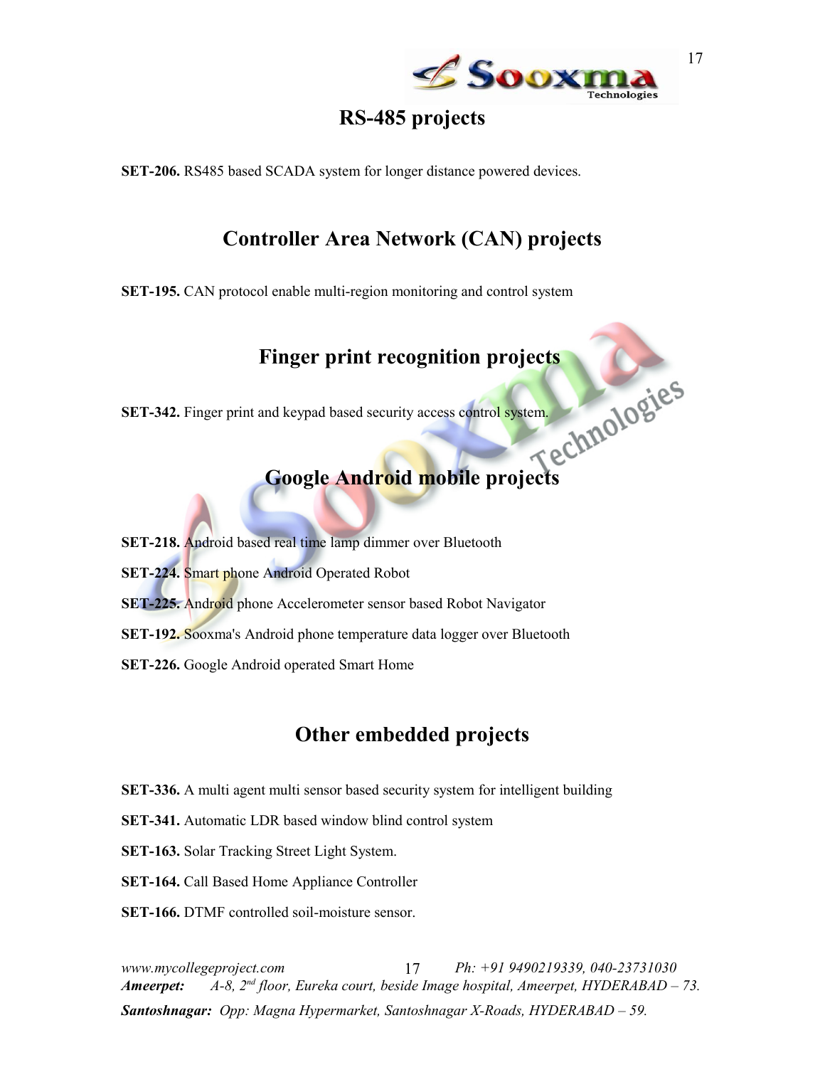# RS-485 projects

**SET-206.** RS485 based SCADA system for longer distance powered devices.

# Controller Area Network (CAN) projects

**SET-195.** CAN protocol enable multi-region monitoring and control system

# Finger print recognition projects

**SET-342.** Finger print and keypad based security access control system.

# Google Android mobile projects

**SET-218.** Android based real time lamp dimmer over Bluetooth

**SET-224.** Smart phone Android Operated Robot

**SET-225.** Android phone Accelerometer sensor based Robot Navigator

**SET-192.** Sooxma's Android phone temperature data logger over Bluetooth

**SET-226.** Google Android operated Smart Home

# Other embedded projects

**SET-336.** A multi agent multi sensor based security system for intelligent building

**SET-341.** Automatic LDR based window blind control system

**SET-163.** Solar Tracking Street Light System.

**SET-164.** Call Based Home Appliance Controller

**SET-166.** DTMF controlled soil-moisture sensor.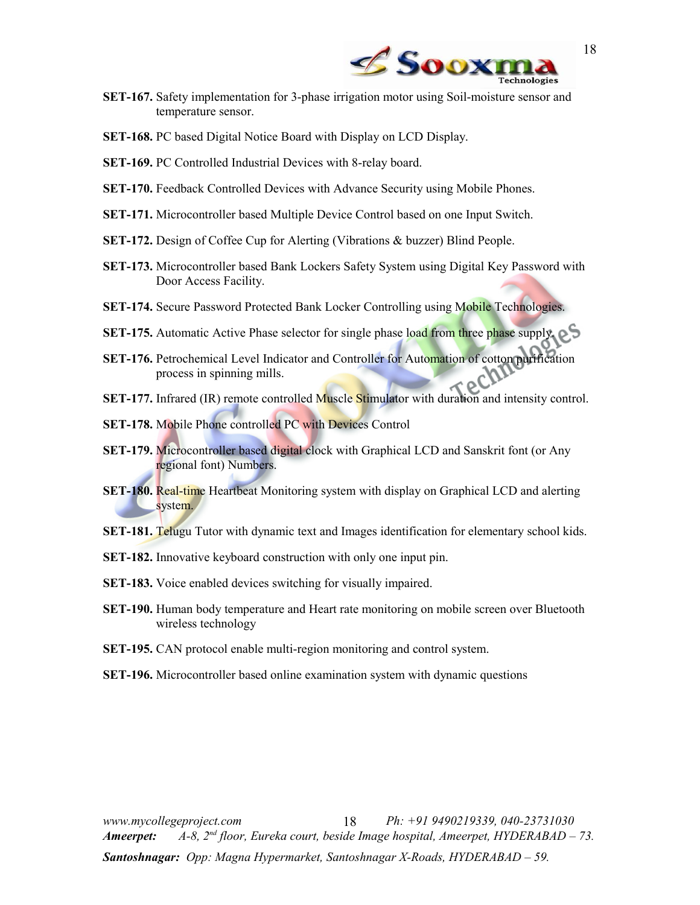**SET-167.** Safety implementation for 3-phase irrigation motor using Soil-moisture sensor and temperature sensor.

**SET-168.** PC based Digital Notice Board with Display on LCD Display.

**SET-169.** PC Controlled Industrial Devices with 8-relay board.

**SET-170.** Feedback Controlled Devices with Advance Security using Mobile Phones.

**SET-171.** Microcontroller based Multiple Device Control based on one Input Switch.

**SET-172.** Design of Coffee Cup for Alerting (Vibrations & buzzer) Blind People.

**SET-173.** Microcontroller based Bank Lockers Safety System using Digital Key Password with Door Access Facility.

**SET-174.** Secure Password Protected Bank Locker Controlling using Mobile Technologies.

**SET-175.** Automatic Active Phase selector for single phase load from three phase supply.

**SET-176.** Petrochemical Level Indicator and Controller for Automation of cotton purification process in spinning mills.

**SET-177.** Infrared (IR) remote controlled Muscle Stimulator with duration and intensity control.

**SET-178.** Mobile Phone controlled PC with Devices Control

**SET-179.** Microcontroller based digital clock with Graphical LCD and Sanskrit font (or Any regional font) Numbers.

**SET-180.** Real-time Heartbeat Monitoring system with display on Graphical LCD and alerting system.

**SET-181.** Telugu Tutor with dynamic text and Images identification for elementary school kids.

**SET-182.** Innovative keyboard construction with only one input pin.

**SET-183.** Voice enabled devices switching for visually impaired.

**SET-190.** Human body temperature and Heart rate monitoring on mobile screen over Bluetooth wireless technology

**SET-195.** CAN protocol enable multi-region monitoring and control system.

**SET-196.** Microcontroller based online examination system with dynamic questions

*www.mycollegeproject.com* *Ph: +91 9490219339, 040-23731030*

***Ameerpet:*** *A-8, 2nd floor, Eureka court, beside Image hospital, Ameerpet, HYDERABAD – 73.*

***Santoshnagar:*** *Opp: Magna Hypermarket, Santoshnagar X-Roads, HYDERABAD – 59.*